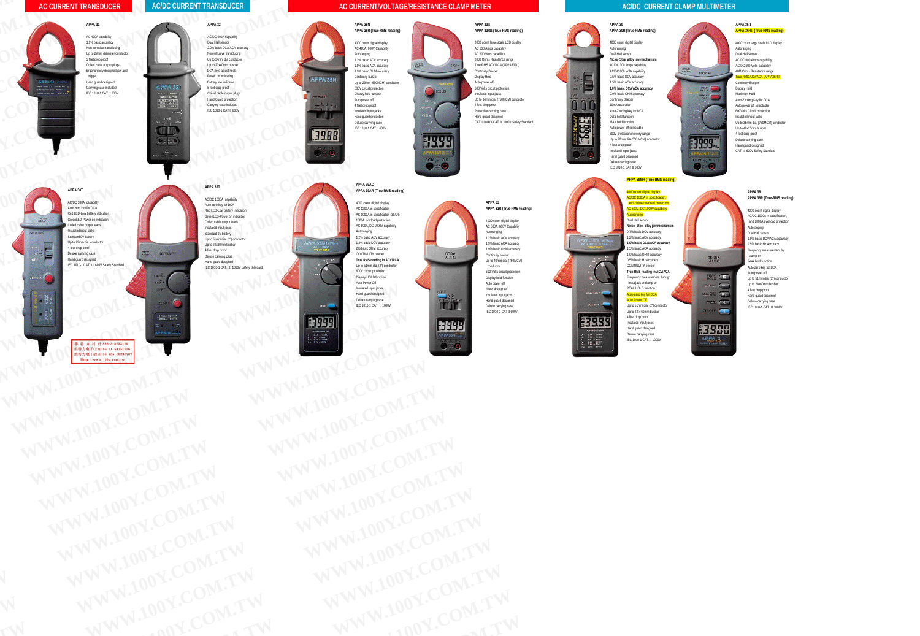# AC CURRENT TRANSDUCER

## APPA 31

- AC 400A capability
- 1.5% basic accuracy
- Non-intrusive transducing
- Up to 23mm diameter conductor
- 5 feet drop proof
- Coiled cable output plugs
- Ergonomicly designed jaw and trigger
- Hand guard designed
- Carrying case included
- IEC 1010-1 CAT II 600V

## APPA 30T

- AC/DC 300A capability
- Auto zero key for DCA
- Red LED-Low battery indication
- Green LED-Power on indication
- Coiled cable output leads
- Insulated input jacks
- Standard 9V battery
- Up to 22mm dia. conductor
- 4 feet drop proof
- Deluxe carrying case
- Hand guard designed
- IEC 1010-1 CAT. III 600V Safety Standard

# AC/DC CURRENT TRANSDUCER

## APPA 32

- AC/DC 600A capability
- Dual Hall sensor
- 2.0% basic DCA/ACA accuracy
- Non-intrusive transducing
- Up to 34mm dia conductor
- Up to 20x40mm busbar
- DCA zero adjust knob
- Power on indicating
- Battery low indicator
- 5 feet drop proof
- Coiled cable output plugs
- Hand Guard protection
- Carrying case included
- IEC 1010-1 CAT II 600V

## APPA 39T

- AC/DC 1000A capability
- Auto zero key for DCA
- Red LED-Low battery indication
- Green LED-Power on indication
- Coiled cable output leads
- Insulated input jacks
- Standard 9V battery
- Up to 51mm dia. (2") conductor
- Up to 24x80mm busbar
- 4 feet drop proof
- Deluxe carrying case
- Hand guard designed
- IEC 1010-1 CAT. III 1000V Safety Standard

# AC CURRENT/VOLTAGE/RESISTANCE CLAMP METER

## APPA 35N
## APPA 35R (True-RMS reading)

- 4000 count digital display
- AC 400A, 600V Capability
- Autoranging
- 1.2% basic ACV accuracy
- 1.9% basic ACA accuracy
- 1.9% basic OHM accuracy
- Continuity buzzer
- Up to 29mm (600MCM) conductor
- 600V circuit protection
- Display hold function
- Auto power off
- 4 feet drop proof
- Insulated input jacks
- Hand guard protection
- Deluxe carrying case
- IEC 1010-1 CAT II 600V

## APPA 33II
## APPA 33RII (True-RMS reading)

- 2000 count large scale LCD display
- AC 600 Amps capability
- AC 600 Volts capability
- 2000 Ohms Resistance range
- True RMS ACV/ACA (APPA33RII)
- Continuity Beeper
- Display Hold
- Auto power off
- 600 Volts circuit protection
- Insulated input jacks
- Up to 34mm dia. (750MCM) conductor
- 4 feet drop proof
- Protective carrying case
- Hand guard designed
- CAT.III 600V/CAT.II 1000V Safety Standard

## APPA 39AC
## APPA 39AR (True-RMS reading)

- 4000 count digital display
- AC 1200A in specification
- AC 1000A in specification (39AR)
- 1500A overload protection
- AC 600A, DC 1000V capability
- Autoranging
- 1.2% basic ACV accuracy
- 1.2% basic DCV accuracy
- 2% basic OHM accuracy
- CONTINUITY beeper
- **True RMS reading in ACV/ACA**
- Up to 51mm dia. (2") conductor
- 600V circuit protection
- Display HOLD function
- Auto Power Off
- Insulated input jacks
- Hand guard designed
- Deluxe carrying case
- IEC 1010-1 CAT. II 1000V

## APPA 33
## APPA 33R (True-RMS reading)

- 4000 count digital display
- AC 600A, 600V Capability
- Autoranging
- 1.2% basic ACV accuracy
- 1.9% basic ACA accuracy
- 1.9% basic OHM accuracy
- Continuity beeper
- Up to 40mm dia. (750MCM) conductor
- 600 Volts circuit protection
- Display hold function
- Auto power off
- 4 feet drop proof
- Insulated input jacks
- Hand guard designed
- Deluxe carrying case
- IEC 1010-1 CAT II 600V

# AC/DC CURRENT CLAMP MULTIMETER

## APPA 30
## APPA 30R (True-RMS reading)

- 4000 count digital display
- Autoranging
- Dual Hall sensor
- **Nickel-Steel alloy jaw mechanism**
- AC/DC 300 Amps capability
- AC/DC 600 Volts capability
- 0.5% basic DCV accuracy
- 1.5% basic ACV accuracy
- **1.0% basic DCA/ACA accuracy**
- 0.9% basic OHM accuracy
- Continuity Beeper
- 10mA resolution
- Auto-Zeroing key for DCA
- Data hold function
- MAX hold function
- Auto power off selectable
- 600V protection in every range
- Up to 22mm dia (350 MCM) conductor
- 4 feet drop proof
- Insulated input jacks
- Hand guard designed
- Deluxe carrying case
- IEC 1010-1 CAT II 600V

## APPA 36II
## APPA 36RII (True-RMS reading)

- 4000 count large scale LCD display
- Autoranging
- Dual Hall Sensor
- AC/DC 600 Amps capability
- AC/DC 600 Volts capability
- 40M Ohms Resistance range
- True RMS ACV/ACA (APPA36RII)
- Continuity Beeper
- Display Hold
- Maximum Hold
- Auto-Zeroing Key for DCA
- Auto power off selectable
- 600Volts Circuit protection
- Insulated input jacks
- Up to 35mm dia. (750MCM) conductor
- Up to 40x15mm busbar
- 4 feet drop proof
- Deluxe carrying case
- Hand guard designed
- CAT.III 600V Safety Standard

## APPA 39MR (True-RMS reading)

- 4000 count digital display
- AC/DC 1000A in specification, and 2000A overload protection
- AC 600V, DC 1000V capability
- Autoranging
- Dual Hall sensor
- **Nickel-Steel alloy jaw mechanism**
- 0.7% basic DCV accuracy
- 1.2% basic ACV accuracy
- **1.0% basic DCA/ACA accuracy**
- 1.5% basic ACA accuracy
- 1.0% basic OHM accuracy
- 0.5% basic Hz accuracy
- CONTINUITY beeper
- **True RMS reading in ACV/ACA**
- Frequency measurement through input jack or clamp-on
- PEAK HOLD function
- Auto-Zero key for DCA
- Auto Power Off
- Up to 51mm dia. (2") conductor
- Up to 24 x 60mm busbar
- 4 feet drop proof
- Insulated input jacks
- Hand guard designed
- Deluxe carrying case
- IEC 1010-1 CAT. II 1000V

## APPA 39
## APPA 39R (True-RMS reading)

- 4000 count digital display
- AC/DC 1000A in specification, and 2000A overload protection
- Autoranging
- Dual Hall sensor
- 1.9% basic DCA/ACA accuracy
- 0.5% basic Hz accuracy
- Frequency measurement by clamp-on
- Peak hold function
- Auto zero key for DCA
- Auto power off
- Up to 51mm dia. (2") conductor
- Up to 24x60mm busbar
- 4 feet drop proof
- Hand guard designed
- Deluxe carrying case
- IEC 1010-1 CAT. II 1000V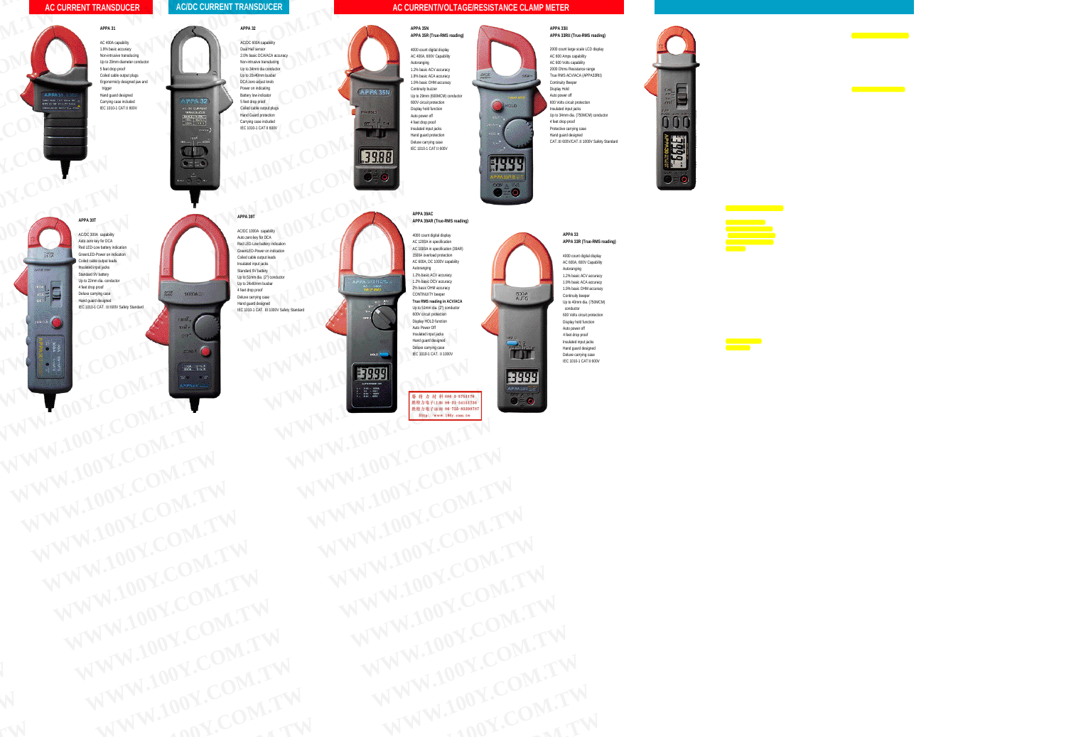## AC CURRENT TRANSDUCER

### APPA 31

AC 400A capability
1.9% basic accuracy
Non-intrusive transducing
Up to 23mm diameter conductor
5 feet drop proof
Coiled cable output plugs
Ergonomicly designed jaw and trigger
Hand guard designed
Carrying case included
IEC 1010-1 CAT II 600V

## AC/DC CURRENT TRANSDUCER

### APPA 32

AC/DC 600A capability
Dual Hall sensor
2.0% basic DCA/ACA accuracy
Non-intrusive transducing
Up to 34mm dia conductor
Up to 20x40mm busbar
DCA zero adjust knob
Power on indicating
Battery low indicator
5 feet drop proof
Coiled cable output plugs
Hand Guard protection
Carrying case included
IEC 1010-1 CAT II 600V

### APPA 30T

AC/DC 300A capability
Auto zero key for DCA
Red LED-Low battery indication
GreenLED-Power on indication
Coiled cable output leads
Insulated input jacks
Standard 9V battery
Up to 22mm dia. conductor
4 feet drop proof
Deluxe carrying case
Hand guard designed
IEC 1010-1 CAT. III 600V Safety Standard

### APPA 39T

AC/DC 1000A capability
Auto zero key for DCA
Red LED-Low battery indication
GreenLED-Power on indication
Coiled cable output leads
Insulated input jacks
Standard 9V battery
Up to 51mm dia. (2") conductor
Up to 24x80mm busbar
4 feet drop proof
Deluxe carrying case
Hand guard designed
IEC 1010-1 CAT. III 1000V Safety Standard

## AC CURRENT/VOLTAGE/RESISTANCE CLAMP METER

### APPA 35N
### APPA 35R (True-RMS reading)

4000 count digital display
AC 400A, 600V Capability
Autoranging
1.2% basic ACV accuracy
1.9% basic ACA accuracy
1.5% basic OHM accuracy
Continuity buzzer
Up to 29mm (600MCM) conductor
600V circuit protection
Display hold function
Auto power off
4 feet drop proof
Insulated input jacks
Hand guard protection
Deluxe carrying case
IEC 1010-1 CAT II 600V

### APPA 33II
### APPA 33RII (True-RMS reading)

2000 count large scale LCD display
AC 600 Amps capability
AC 600 Volts capability
2000 Ohms Resistance range
True RMS ACV/ACA (APPA33RII)
Continuity Beeper
Display Hold
Auto power off
600 Volts circuit protection
Insulated input jacks
Up to 34mm dia. (750MCM) conductor
4 feet drop proof
Protective carrying case
Hand guard designed
CAT.III 600V/CAT.II 1000V Safety Standard

### APPA 39AC
### APPA 39AR (True-RMS reading)

4000 count digital display
AC 1200A in specification
AC 1000A in specification (39AR)
1500A overload protection
AC 600A, DC 1000V capability
Autoranging
1.2% basic ACV accuracy
1.2% basic DCV accuracy
2% basic OHM accuracy
CONTINUITY beeper
**True RMS reading in ACV/ACA**
Up to 51mm dia. (2") conductor
600V circuit protection
Display HOLD function
Auto Power Off
Insulated input jacks
Hand guard designed
Deluxe carrying case
IEC 1010-1 CAT. II 1000V

### APPA 33
### APPA 33R (True-RMS reading)

4000 count digital display
AC 600A, 600V Capability
Autoranging
1.2% basic ACV accuracy
1.9% basic ACA accuracy
1.5% basic OHM accuracy
Continuity beeper
Up to 40mm dia. (750MCM) conductor
600 Volts circuit protection
Display hold function
Auto power off
4 feet drop proof
Insulated input jacks
Hand guard designed
Deluxe carrying case
IEC 1010-1 CAT II 600V

勝特力材料 886-3-5753170
勝特力電子(上海) 86-21-54151736
勝特力電子(深圳) 86-755-83298787
Http://www.100y.com.tw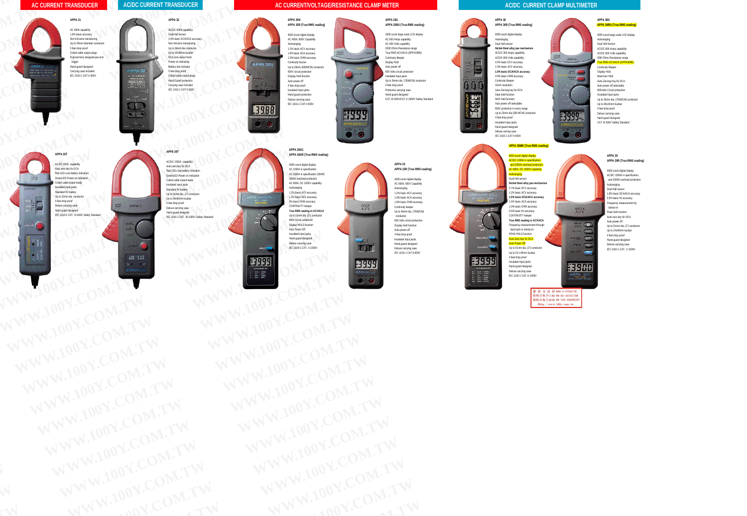# AC CURRENT TRANSDUCER

## APPA 31

AC 400A capability
1.9% basic accuracy
Non-intrusive transducing
Up to 23mm diameter conductor
5 feet drop proof
Coiled cable output plugs
Ergonomically designed jaw and trigger
Hand guard designed
Carrying case included
IEC 1010-1 CAT.II 600V

## APPA 30T

AC/DC 300A capability
Auto zero key for DCA
Red LED-Low battery indication
Green LED-Power on indication
Coiled cable output leads
Insulated input jacks
Standard 9V battery
Up to 22mm dia. conductor
4 feet drop proof
Deluxe carrying case
Hand guard designed
IEC 1010-1 CAT. III 600V Safety Standard

# AC/DC CURRENT TRANSDUCER

## APPA 32

AC/DC 600A capability
Dual Hall sensor
2.0% basic DCA/ACA accuracy
Non-intrusive transducing
Up to 34mm dia conductor
Up to 20x40mm busbar
DCA zero adjust knob
Power on indicating
Battery low indicator
5 feet drop proof
Coiled cable output plugs
Hand Guard protection
Carrying case included
IEC 1010-1 CAT II 600V

## APPA 39T

AC/DC 1000A capability
Auto zero key for DCA
Red LED-Low battery indication
Green LED-Power on indication
Coiled cable output leads
Insulated input jacks
Standard 9V battery
Up to 51mm dia. (2") conductor
Up to 24x60mm busbar
4 feet drop proof
Deluxe carrying case
Hand guard designed
IEC 1010-1 CAT. III 1000V Safety Standard

# AC CURRENT/VOLTAGE/RESISTANCE CLAMP METER

## APPA 35N
## APPA 35R (True-RMS reading)

4000 count digital display
AC 400A, 600V Capability
Autoranging
1.2% basic ACV accuracy
1.9% basic ACA accuracy
1.9% basic OHM accuracy
Continuity buzzer
Up to 29mm (600MCM) conductor
600V circuit protection
Display hold function
Auto power off
4 feet drop proof
Insulated input jacks
Hand guard protection
Deluxe carrying case
IEC 1010-1 CAT II 600V

## APPA 33II
## APPA 33RII (True-RMS reading)

2000 count large scale LCD display
AC 600 Amps capability
AC 600 Volts capability
2000 Ohms Resistance range
True RMS ACV/ACA (APPA33RII)
Continuity Beeper
Display Hold
Auto power off
600 Volts circuit protection
Insulated input jacks
Up to 34mm dia. (750MCM) conductor
4 feet drop proof
Protective carrying case
Hand guard designed
CAT.III 600V/CAT.II 1000V Safety Standard

## APPA 39AC
## APPA 39AR (True-RMS reading)

4000 count digital display
AC 1200A in specification
AC 1000A in specification (39AR)
1500A overload protection
AC 600A, DC 1000V capability
Autoranging
1.2% basic ACV accuracy
1.2% basic DCV accuracy
2% basic OHM accuracy
CONTINUITY beeper
**True RMS reading in ACV/ACA**
Up to 51mm dia. (2") conductor
600V circuit protection
Display HOLD function
Auto Power Off
Insulated input jacks
Hand guard designed
Deluxe carrying case
IEC 1010-1 CAT. II 1000V

## APPA 33
## APPA 33R (True-RMS reading)

4000 count digital display
AC 600A, 600V Capability
Autoranging
1.2% basic ACV accuracy
1.9% basic ACA accuracy
1.9% basic OHM accuracy
Continuity beeper
Up to 40mm dia. (750MCM) conductor
600 Volts circuit protection
Display hold function
Auto power off
4 feet drop proof
Insulated input jacks
Hand guard designed
Deluxe carrying case
IEC 1010-1 CAT II 600V

# AC/DC CURRENT CLAMP MULTIMETER

## APPA 30
## APPA 30R (True-RMS reading)

4000 count digital display
Autoranging
Dual Hall sensor
**Nickel-Steel alloy jaw mechanism**
AC/DC 300 Amps capability
AC/DC 600 Volts capability
0.5% basic DCV accuracy
1.5% basic ACV accuracy
**1.0% basic DCA/ACA accuracy**
0.9% basic OHM accuracy
Continuity Beeper
10mA resolution
Auto-Zeroing key for DCA
Data hold function
MAX hold function
Auto power off selectable
600V protection in every range
Up to 22mm dia (350 MCM) conductor
4 feet drop proof
Insulated input jacks
Hand guard designed
Deluxe carrying case
IEC 1010-1 CAT II 600V

## APPA 36III
## APPA 36RIII (True-RMS reading)

4000 count large scale LCD display
Autoranging
Dual Hall Sensor
AC/DC 600 Amps capability
AC/DC 600 Volts capability
40M Ohms Resistance range
True RMS ACV/ACA (APPA36RIII)
Continuity Beeper
Display Hold
Maximum Hold
Auto-Zeroing Key for DCA
Auto power off selectable
600Volts Circuit protection
Insulated input jacks
Up to 35mm dia. (750MCM) conductor
Up to 40x15mm busbar
4 feet drop proof
Deluxe carrying case
Hand guard designed
CAT.III 600V Safety Standard

## APPA 39MR (True-RMS reading)

4000 count digital display
AC/DC 1000A in specification, and 2000A overload protection
AC 600V, DC 1000V capability
Autoranging
Dual Hall sensor
**Nickel-Steel alloy jaw mechanism**
0.7% basic DCV accuracy
1.2% basic ACV accuracy
**1.0% basic DCA/ACA accuracy**
1.5% basic ACA accuracy
1.0% basic OHM accuracy
0.5% basic Hz accuracy
CONTINUITY beeper
**True RMS reading in ACV/ACA**
Frequency measurement through input jack or clamp-on
PEAK HOLD function
Auto-Zero key for DCA
Auto Power Off
Up to 51mm dia. (2") conductor
Up to 24 x 60mm busbar
4 feet drop proof
Insulated input jacks
Hand guard designed
Deluxe carrying case
IEC 1010-1 CAT.II 1000V

## APPA 39
## APPA 39R (True-RMS reading)

4000 count digital display
AC/DC 1000A in specification, and 2000A overload protection
Autoranging
Dual Hall sensor
1.9% basic DCA/ACA accuracy
0.5% basic Hz accuracy
Frequency measurement by clamp-on
Peak hold function
Auto zero key for DCA
Auto power off
Up to 51mm dia. (2") conductor
Up to 24x60mm busbar
4 feet drop proof
Hand guard designed
Deluxe carrying case
IEC 1010-1 CAT. II 1000V

勝特力材料 886-3-5753170
胜特力电子(上海) 86-21-54151736
胜特力电子(深圳) 86-755-83298787
Http://www.100y.com.tw